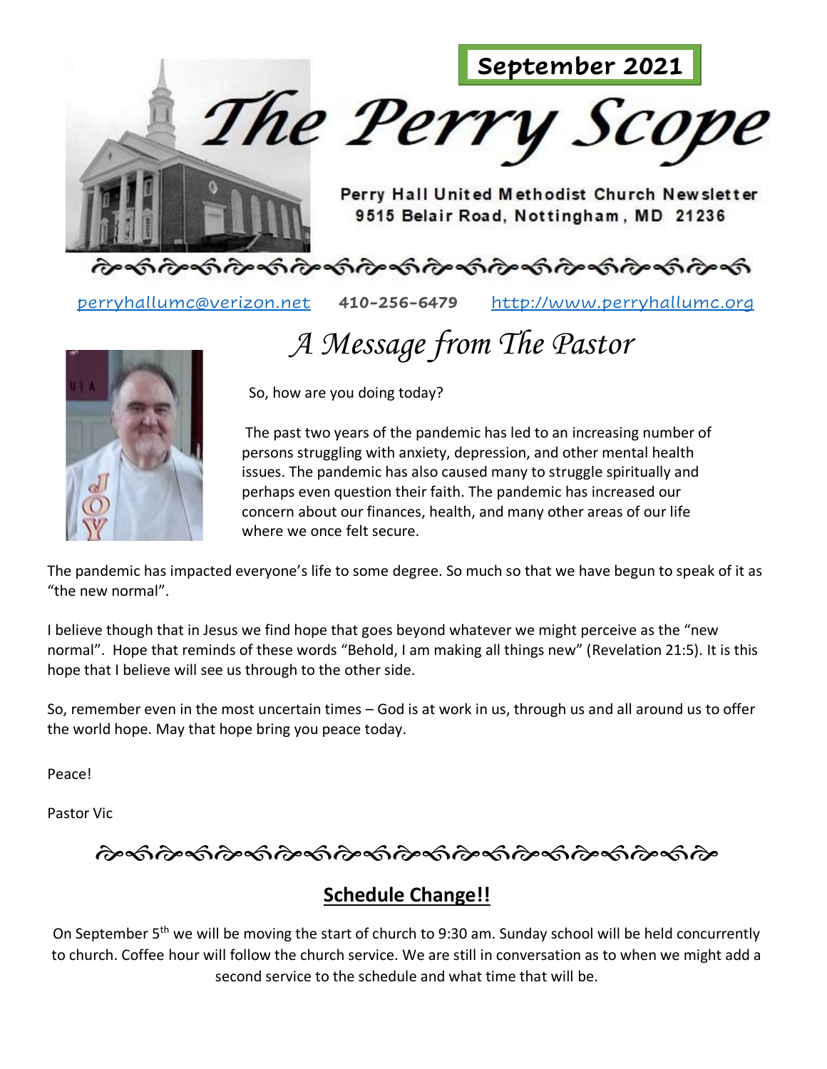**September 2021**

# The Perry Scope

Perry Hall United Methodist Church Newsletter
9515 Belair Road, Nottingham, MD 21236

perryhallumc@verizon.net **410-256-6479** http://www.perryhallumc.org

## *A Message from The Pastor*

So, how are you doing today?

The past two years of the pandemic has led to an increasing number of persons struggling with anxiety, depression, and other mental health issues. The pandemic has also caused many to struggle spiritually and perhaps even question their faith. The pandemic has increased our concern about our finances, health, and many other areas of our life where we once felt secure.

The pandemic has impacted everyone's life to some degree. So much so that we have begun to speak of it as "the new normal".

I believe though that in Jesus we find hope that goes beyond whatever we might perceive as the "new normal". Hope that reminds of these words "Behold, I am making all things new" (Revelation 21:5). It is this hope that I believe will see us through to the other side.

So, remember even in the most uncertain times – God is at work in us, through us and all around us to offer the world hope. May that hope bring you peace today.

Peace!

Pastor Vic

## **Schedule Change!!**

On September 5th we will be moving the start of church to 9:30 am. Sunday school will be held concurrently to church. Coffee hour will follow the church service. We are still in conversation as to when we might add a second service to the schedule and what time that will be.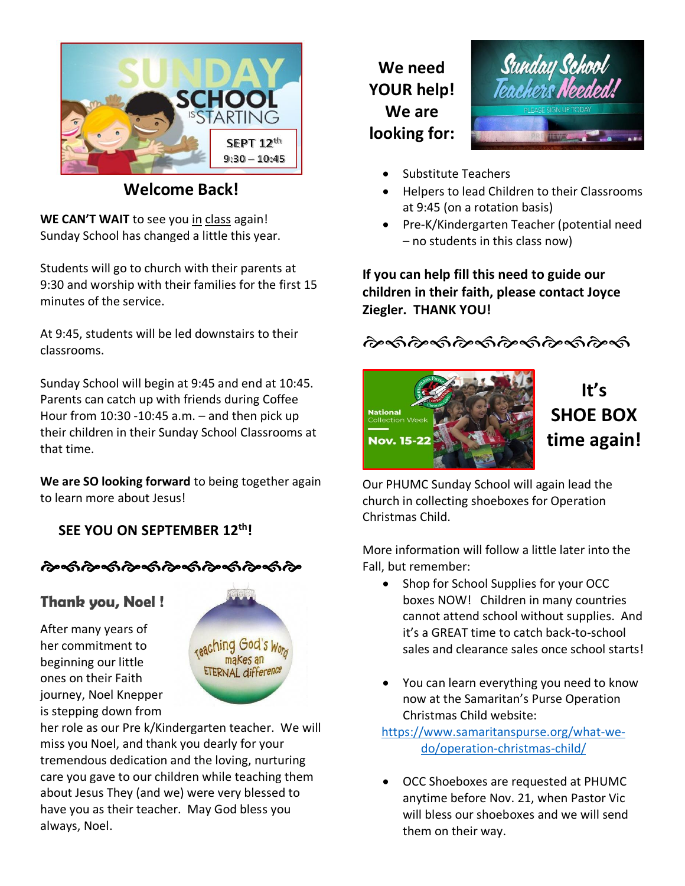## Welcome Back!

**WE CAN'T WAIT** to see you in class again! Sunday School has changed a little this year.

Students will go to church with their parents at 9:30 and worship with their families for the first 15 minutes of the service.

At 9:45, students will be led downstairs to their classrooms.

Sunday School will begin at 9:45 and end at 10:45. Parents can catch up with friends during Coffee Hour from 10:30 -10:45 a.m. – and then pick up their children in their Sunday School Classrooms at that time.

**We are SO looking forward** to being together again to learn more about Jesus!

**SEE YOU ON SEPTEMBER 12th!**

## Thank you, Noel !

After many years of her commitment to beginning our little ones on their Faith journey, Noel Knepper is stepping down from her role as our Pre k/Kindergarten teacher. We will miss you Noel, and thank you dearly for your tremendous dedication and the loving, nurturing care you gave to our children while teaching them about Jesus They (and we) were very blessed to have you as their teacher. May God bless you always, Noel.

## We need YOUR help! We are looking for:

- Substitute Teachers
- Helpers to lead Children to their Classrooms at 9:45 (on a rotation basis)
- Pre-K/Kindergarten Teacher (potential need – no students in this class now)

**If you can help fill this need to guide our children in their faith, please contact Joyce Ziegler. THANK YOU!**

## It's SHOE BOX time again!

Our PHUMC Sunday School will again lead the church in collecting shoeboxes for Operation Christmas Child.

More information will follow a little later into the Fall, but remember:

- Shop for School Supplies for your OCC boxes NOW! Children in many countries cannot attend school without supplies. And it's a GREAT time to catch back-to-school sales and clearance sales once school starts!
- You can learn everything you need to know now at the Samaritan's Purse Operation Christmas Child website: https://www.samaritanspurse.org/what-we-do/operation-christmas-child/
- OCC Shoeboxes are requested at PHUMC anytime before Nov. 21, when Pastor Vic will bless our shoeboxes and we will send them on their way.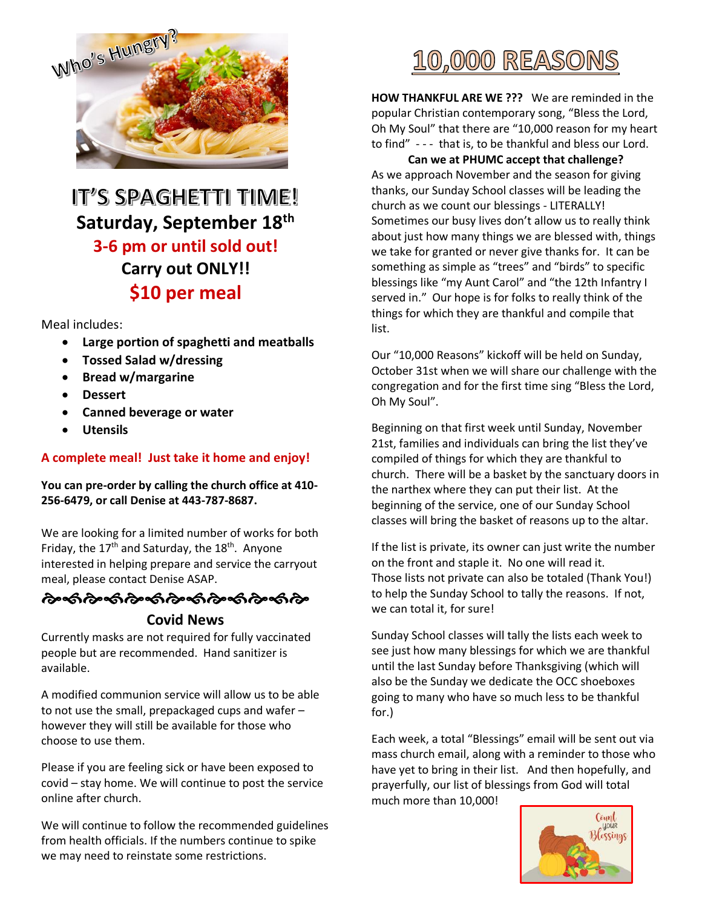Who's Hungry?

# IT'S SPAGHETTI TIME!

## Saturday, September 18th

**3-6 pm or until sold out!**

**Carry out ONLY!!**

**$10 per meal**

Meal includes:

- **Large portion of spaghetti and meatballs**
- **Tossed Salad w/dressing**
- **Bread w/margarine**
- **Dessert**
- **Canned beverage or water**
- **Utensils**

**A complete meal! Just take it home and enjoy!**

**You can pre-order by calling the church office at 410-256-6479, or call Denise at 443-787-8687.**

We are looking for a limited number of works for both Friday, the 17th and Saturday, the 18th. Anyone interested in helping prepare and service the carryout meal, please contact Denise ASAP.

## Covid News

Currently masks are not required for fully vaccinated people but are recommended. Hand sanitizer is available.

A modified communion service will allow us to be able to not use the small, prepackaged cups and wafer – however they will still be available for those who choose to use them.

Please if you are feeling sick or have been exposed to covid – stay home. We will continue to post the service online after church.

We will continue to follow the recommended guidelines from health officials. If the numbers continue to spike we may need to reinstate some restrictions.

# 10,000 REASONS

**HOW THANKFUL ARE WE ???** We are reminded in the popular Christian contemporary song, "Bless the Lord, Oh My Soul" that there are "10,000 reason for my heart to find" - - - that is, to be thankful and bless our Lord.

**Can we at PHUMC accept that challenge?**

As we approach November and the season for giving thanks, our Sunday School classes will be leading the church as we count our blessings - LITERALLY! Sometimes our busy lives don't allow us to really think about just how many things we are blessed with, things we take for granted or never give thanks for. It can be something as simple as "trees" and "birds" to specific blessings like "my Aunt Carol" and "the 12th Infantry I served in." Our hope is for folks to really think of the things for which they are thankful and compile that list.

Our "10,000 Reasons" kickoff will be held on Sunday, October 31st when we will share our challenge with the congregation and for the first time sing "Bless the Lord, Oh My Soul".

Beginning on that first week until Sunday, November 21st, families and individuals can bring the list they've compiled of things for which they are thankful to church. There will be a basket by the sanctuary doors in the narthex where they can put their list. At the beginning of the service, one of our Sunday School classes will bring the basket of reasons up to the altar.

If the list is private, its owner can just write the number on the front and staple it. No one will read it. Those lists not private can also be totaled (Thank You!) to help the Sunday School to tally the reasons. If not, we can total it, for sure!

Sunday School classes will tally the lists each week to see just how many blessings for which we are thankful until the last Sunday before Thanksgiving (which will also be the Sunday we dedicate the OCC shoeboxes going to many who have so much less to be thankful for.)

Each week, a total "Blessings" email will be sent out via mass church email, along with a reminder to those who have yet to bring in their list. And then hopefully, and prayerfully, our list of blessings from God will total much more than 10,000!

Count your Blessings